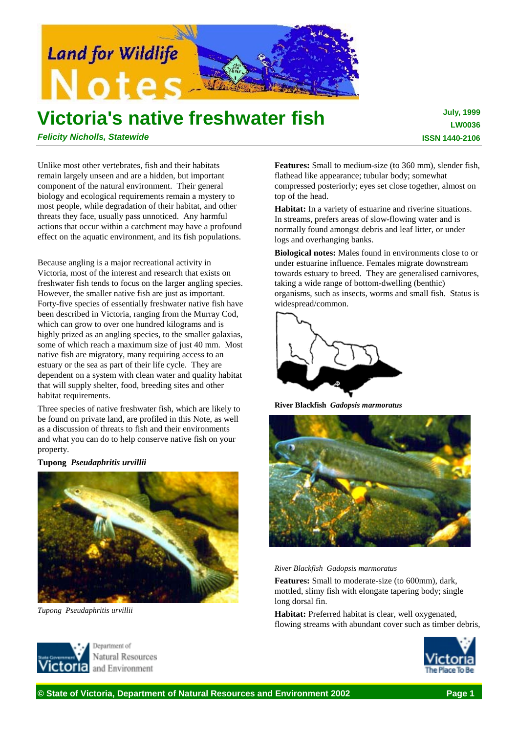# Victoria's native freshwater fish

***Felicity Nicholls, Statewide***

**July, 1999**
**LW0036**
**ISSN 1440-2106**

Unlike most other vertebrates, fish and their habitats remain largely unseen and are a hidden, but important component of the natural environment. Their general biology and ecological requirements remain a mystery to most people, while degradation of their habitat, and other threats they face, usually pass unnoticed. Any harmful actions that occur within a catchment may have a profound effect on the aquatic environment, and its fish populations.

Because angling is a major recreational activity in Victoria, most of the interest and research that exists on freshwater fish tends to focus on the larger angling species. However, the smaller native fish are just as important. Forty-five species of essentially freshwater native fish have been described in Victoria, ranging from the Murray Cod, which can grow to over one hundred kilograms and is highly prized as an angling species, to the smaller galaxias, some of which reach a maximum size of just 40 mm. Most native fish are migratory, many requiring access to an estuary or the sea as part of their life cycle. They are dependent on a system with clean water and quality habitat that will supply shelter, food, breeding sites and other habitat requirements.

Three species of native freshwater fish, which are likely to be found on private land, are profiled in this Note, as well as a discussion of threats to fish and their environments and what you can do to help conserve native fish on your property.

**Tupong** ***Pseudaphritis urvillii***

*Tupong Pseudaphritis urvillii*

**Features:** Small to medium-size (to 360 mm), slender fish, flathead like appearance; tubular body; somewhat compressed posteriorly; eyes set close together, almost on top of the head.

**Habitat:** In a variety of estuarine and riverine situations. In streams, prefers areas of slow-flowing water and is normally found amongst debris and leaf litter, or under logs and overhanging banks.

**Biological notes:** Males found in environments close to or under estuarine influence. Females migrate downstream towards estuary to breed. They are generalised carnivores, taking a wide range of bottom-dwelling (benthic) organisms, such as insects, worms and small fish. Status is widespread/common.

**River Blackfish** ***Gadopsis marmoratus***

*River Blackfish Gadopsis marmoratus*

**Features:** Small to moderate-size (to 600mm), dark, mottled, slimy fish with elongate tapering body; single long dorsal fin.

**Habitat:** Preferred habitat is clear, well oxygenated, flowing streams with abundant cover such as timber debris,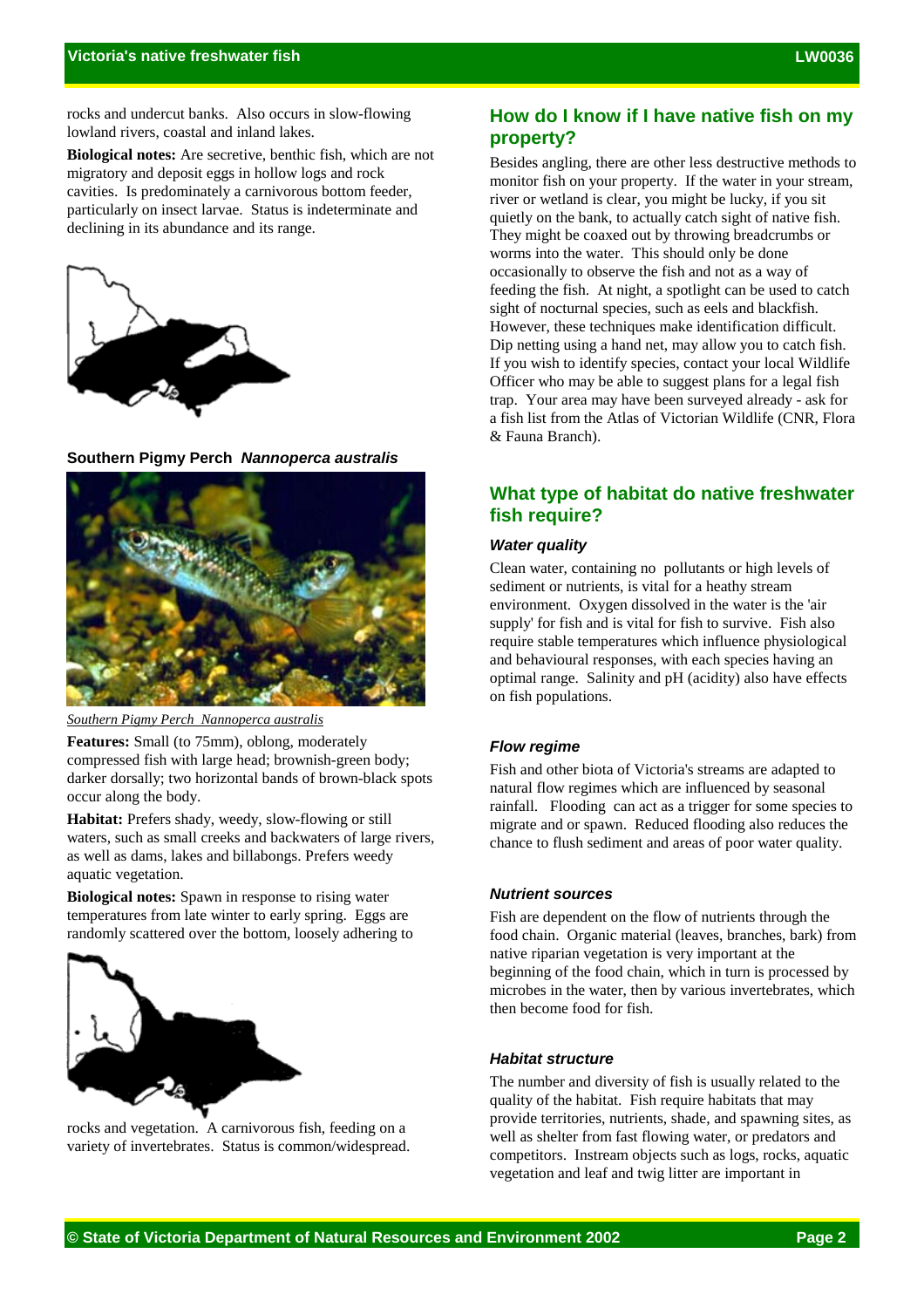rocks and undercut banks. Also occurs in slow-flowing lowland rivers, coastal and inland lakes.

**Biological notes:** Are secretive, benthic fish, which are not migratory and deposit eggs in hollow logs and rock cavities. Is predominately a carnivorous bottom feeder, particularly on insect larvae. Status is indeterminate and declining in its abundance and its range.

**Southern Pigmy Perch** ***Nannoperca australis***

Southern Pigmy Perch *Nannoperca australis*

**Features:** Small (to 75mm), oblong, moderately compressed fish with large head; brownish-green body; darker dorsally; two horizontal bands of brown-black spots occur along the body.

**Habitat:** Prefers shady, weedy, slow-flowing or still waters, such as small creeks and backwaters of large rivers, as well as dams, lakes and billabongs. Prefers weedy aquatic vegetation.

**Biological notes:** Spawn in response to rising water temperatures from late winter to early spring. Eggs are randomly scattered over the bottom, loosely adhering to rocks and vegetation. A carnivorous fish, feeding on a variety of invertebrates. Status is common/widespread.

## How do I know if I have native fish on my property?

Besides angling, there are other less destructive methods to monitor fish on your property. If the water in your stream, river or wetland is clear, you might be lucky, if you sit quietly on the bank, to actually catch sight of native fish. They might be coaxed out by throwing breadcrumbs or worms into the water. This should only be done occasionally to observe the fish and not as a way of feeding the fish. At night, a spotlight can be used to catch sight of nocturnal species, such as eels and blackfish. However, these techniques make identification difficult. Dip netting using a hand net, may allow you to catch fish. If you wish to identify species, contact your local Wildlife Officer who may be able to suggest plans for a legal fish trap. Your area may have been surveyed already - ask for a fish list from the Atlas of Victorian Wildlife (CNR, Flora & Fauna Branch).

## What type of habitat do native freshwater fish require?

### Water quality

Clean water, containing no pollutants or high levels of sediment or nutrients, is vital for a heathy stream environment. Oxygen dissolved in the water is the 'air supply' for fish and is vital for fish to survive. Fish also require stable temperatures which influence physiological and behavioural responses, with each species having an optimal range. Salinity and pH (acidity) also have effects on fish populations.

### Flow regime

Fish and other biota of Victoria's streams are adapted to natural flow regimes which are influenced by seasonal rainfall. Flooding can act as a trigger for some species to migrate and or spawn. Reduced flooding also reduces the chance to flush sediment and areas of poor water quality.

### Nutrient sources

Fish are dependent on the flow of nutrients through the food chain. Organic material (leaves, branches, bark) from native riparian vegetation is very important at the beginning of the food chain, which in turn is processed by microbes in the water, then by various invertebrates, which then become food for fish.

### Habitat structure

The number and diversity of fish is usually related to the quality of the habitat. Fish require habitats that may provide territories, nutrients, shade, and spawning sites, as well as shelter from fast flowing water, or predators and competitors. Instream objects such as logs, rocks, aquatic vegetation and leaf and twig litter are important in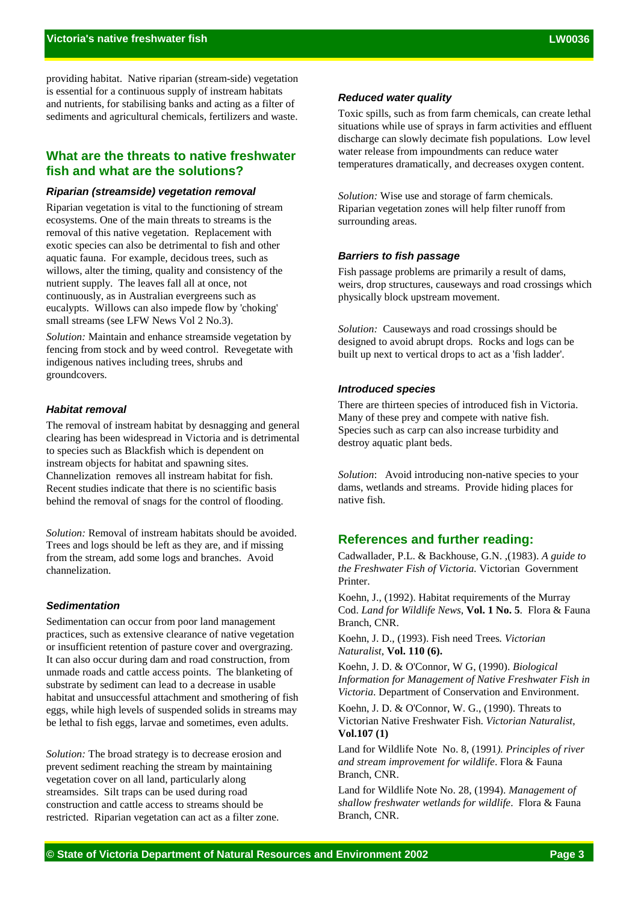providing habitat. Native riparian (stream-side) vegetation is essential for a continuous supply of instream habitats and nutrients, for stabilising banks and acting as a filter of sediments and agricultural chemicals, fertilizers and waste.

## What are the threats to native freshwater fish and what are the solutions?

### *Riparian (streamside) vegetation removal*

Riparian vegetation is vital to the functioning of stream ecosystems. One of the main threats to streams is the removal of this native vegetation. Replacement with exotic species can also be detrimental to fish and other aquatic fauna. For example, decidous trees, such as willows, alter the timing, quality and consistency of the nutrient supply. The leaves fall all at once, not continuously, as in Australian evergreens such as eucalypts. Willows can also impede flow by 'choking' small streams (see LFW News Vol 2 No.3).

*Solution:* Maintain and enhance streamside vegetation by fencing from stock and by weed control. Revegetate with indigenous natives including trees, shrubs and groundcovers.

### *Habitat removal*

The removal of instream habitat by desnagging and general clearing has been widespread in Victoria and is detrimental to species such as Blackfish which is dependent on instream objects for habitat and spawning sites. Channelization removes all instream habitat for fish. Recent studies indicate that there is no scientific basis behind the removal of snags for the control of flooding.

*Solution:* Removal of instream habitats should be avoided. Trees and logs should be left as they are, and if missing from the stream, add some logs and branches. Avoid channelization.

### *Sedimentation*

Sedimentation can occur from poor land management practices, such as extensive clearance of native vegetation or insufficient retention of pasture cover and overgrazing. It can also occur during dam and road construction, from unmade roads and cattle access points. The blanketing of substrate by sediment can lead to a decrease in usable habitat and unsuccessful attachment and smothering of fish eggs, while high levels of suspended solids in streams may be lethal to fish eggs, larvae and sometimes, even adults.

*Solution:* The broad strategy is to decrease erosion and prevent sediment reaching the stream by maintaining vegetation cover on all land, particularly along streamsides. Silt traps can be used during road construction and cattle access to streams should be restricted. Riparian vegetation can act as a filter zone.

### *Reduced water quality*

Toxic spills, such as from farm chemicals, can create lethal situations while use of sprays in farm activities and effluent discharge can slowly decimate fish populations. Low level water release from impoundments can reduce water temperatures dramatically, and decreases oxygen content.

*Solution:* Wise use and storage of farm chemicals. Riparian vegetation zones will help filter runoff from surrounding areas.

### *Barriers to fish passage*

Fish passage problems are primarily a result of dams, weirs, drop structures, causeways and road crossings which physically block upstream movement.

*Solution:* Causeways and road crossings should be designed to avoid abrupt drops. Rocks and logs can be built up next to vertical drops to act as a 'fish ladder'.

### *Introduced species*

There are thirteen species of introduced fish in Victoria. Many of these prey and compete with native fish. Species such as carp can also increase turbidity and destroy aquatic plant beds.

*Solution*: Avoid introducing non-native species to your dams, wetlands and streams. Provide hiding places for native fish.

## References and further reading:

Cadwallader, P.L. & Backhouse, G.N. ,(1983). *A guide to the Freshwater Fish of Victoria.* Victorian Government Printer.

Koehn, J., (1992). Habitat requirements of the Murray Cod. *Land for Wildlife News*, **Vol. 1 No. 5**. Flora & Fauna Branch, CNR.

Koehn, J. D., (1993). Fish need Trees*. Victorian Naturalist*, **Vol. 110 (6).**

Koehn, J. D. & O'Connor, W G, (1990). *Biological Information for Management of Native Freshwater Fish in Victoria*. Department of Conservation and Environment.

Koehn, J. D. & O'Connor, W. G., (1990). Threats to Victorian Native Freshwater Fish. *Victorian Naturalist*, **Vol.107 (1)**

Land for Wildlife Note No. 8, (1991*). Principles of river and stream improvement for wildlife*. Flora & Fauna Branch, CNR.

Land for Wildlife Note No. 28, (1994). *Management of shallow freshwater wetlands for wildlife*. Flora & Fauna Branch, CNR.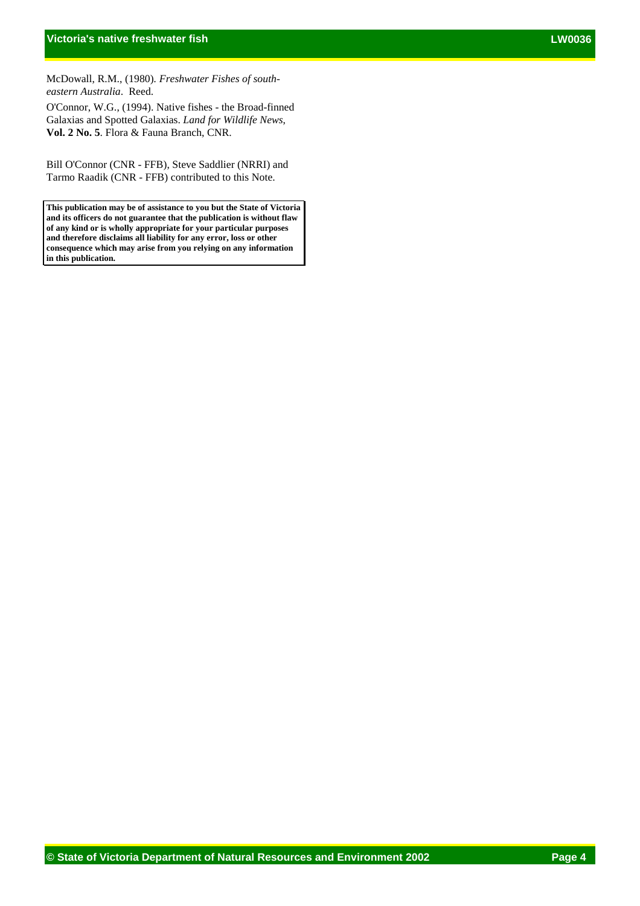McDowall, R.M., (1980). *Freshwater Fishes of south-eastern Australia*. Reed.

O'Connor, W.G., (1994). Native fishes - the Broad-finned Galaxias and Spotted Galaxias. *Land for Wildlife News*, **Vol. 2 No. 5**. Flora & Fauna Branch, CNR.

Bill O'Connor (CNR - FFB), Steve Saddlier (NRRI) and Tarmo Raadik (CNR - FFB) contributed to this Note.

**This publication may be of assistance to you but the State of Victoria and its officers do not guarantee that the publication is without flaw of any kind or is wholly appropriate for your particular purposes and therefore disclaims all liability for any error, loss or other consequence which may arise from you relying on any information in this publication.**